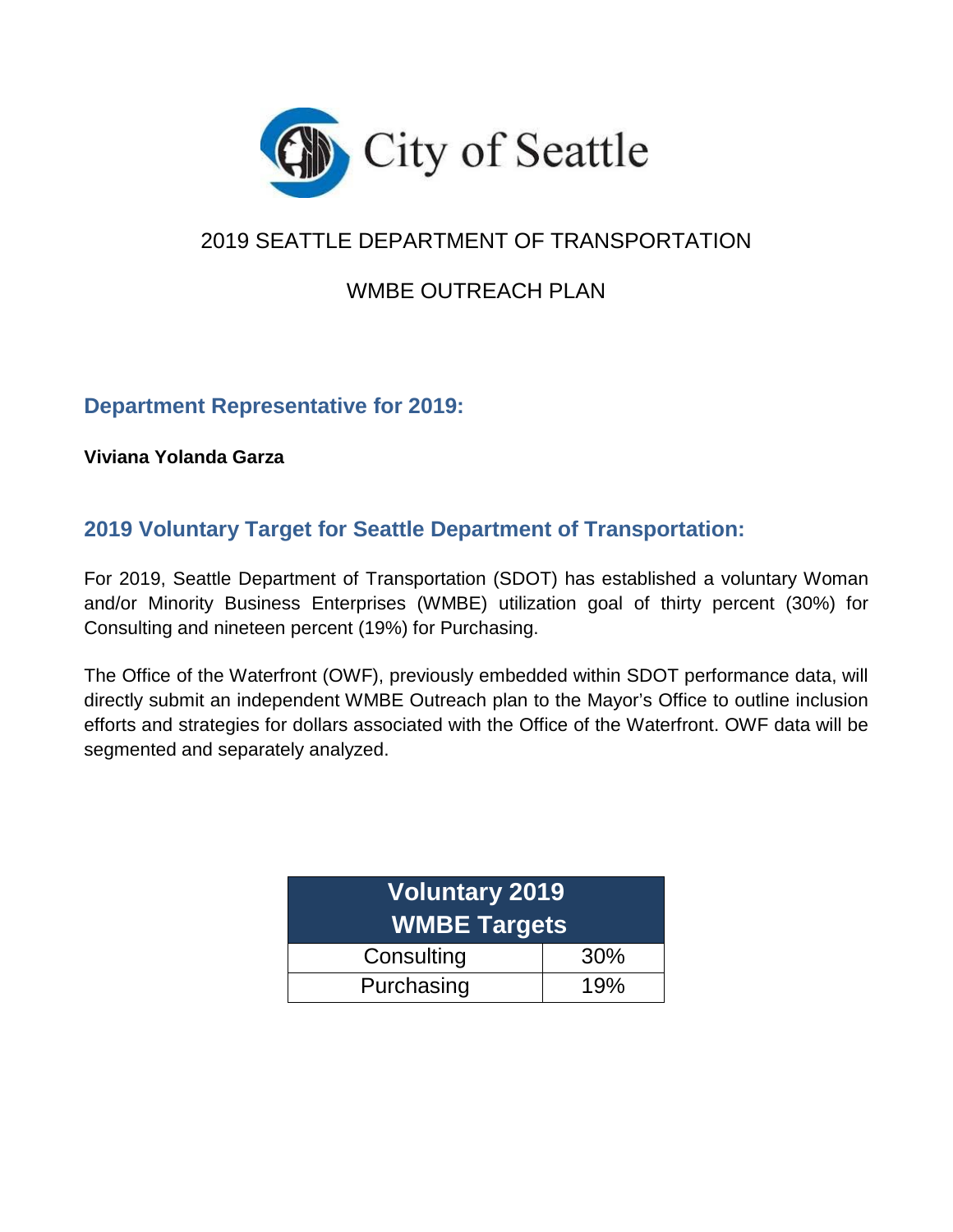City of Seattle

# 2019 SEATTLE DEPARTMENT OF TRANSPORTATION

# WMBE OUTREACH PLAN

## Department Representative for 2019:

**Viviana Yolanda Garza**

## 2019 Voluntary Target for Seattle Department of Transportation:

For 2019, Seattle Department of Transportation (SDOT) has established a voluntary Woman and/or Minority Business Enterprises (WMBE) utilization goal of thirty percent (30%) for Consulting and nineteen percent (19%) for Purchasing.

The Office of the Waterfront (OWF), previously embedded within SDOT performance data, will directly submit an independent WMBE Outreach plan to the Mayor's Office to outline inclusion efforts and strategies for dollars associated with the Office of the Waterfront. OWF data will be segmented and separately analyzed.

| Voluntary 2019 WMBE Targets | |
|---|---|
| Consulting | 30% |
| Purchasing | 19% |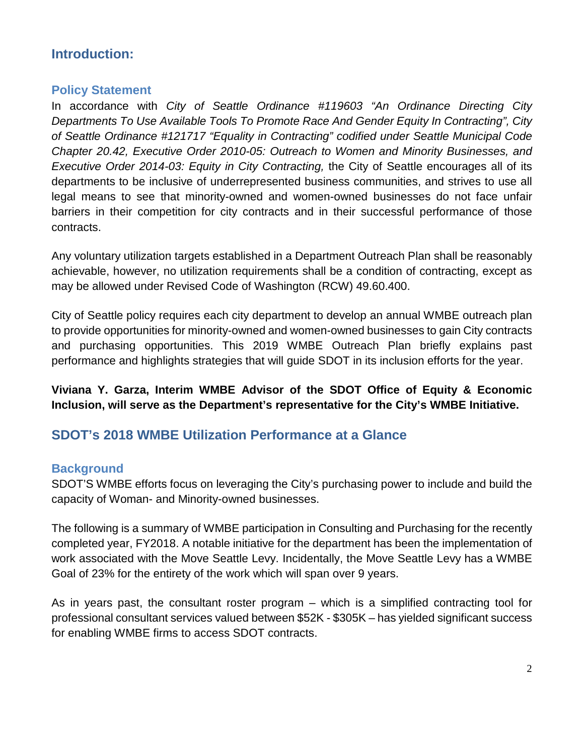## Introduction:

### Policy Statement

In accordance with *City of Seattle Ordinance #119603 "An Ordinance Directing City Departments To Use Available Tools To Promote Race And Gender Equity In Contracting", City of Seattle Ordinance #121717 "Equality in Contracting" codified under Seattle Municipal Code Chapter 20.42, Executive Order 2010-05: Outreach to Women and Minority Businesses, and Executive Order 2014-03: Equity in City Contracting,* the City of Seattle encourages all of its departments to be inclusive of underrepresented business communities, and strives to use all legal means to see that minority-owned and women-owned businesses do not face unfair barriers in their competition for city contracts and in their successful performance of those contracts.

Any voluntary utilization targets established in a Department Outreach Plan shall be reasonably achievable, however, no utilization requirements shall be a condition of contracting, except as may be allowed under Revised Code of Washington (RCW) 49.60.400.

City of Seattle policy requires each city department to develop an annual WMBE outreach plan to provide opportunities for minority-owned and women-owned businesses to gain City contracts and purchasing opportunities. This 2019 WMBE Outreach Plan briefly explains past performance and highlights strategies that will guide SDOT in its inclusion efforts for the year.

**Viviana Y. Garza, Interim WMBE Advisor of the SDOT Office of Equity & Economic Inclusion, will serve as the Department's representative for the City's WMBE Initiative.**

## SDOT's 2018 WMBE Utilization Performance at a Glance

### Background

SDOT'S WMBE efforts focus on leveraging the City's purchasing power to include and build the capacity of Woman- and Minority-owned businesses.

The following is a summary of WMBE participation in Consulting and Purchasing for the recently completed year, FY2018. A notable initiative for the department has been the implementation of work associated with the Move Seattle Levy. Incidentally, the Move Seattle Levy has a WMBE Goal of 23% for the entirety of the work which will span over 9 years.

As in years past, the consultant roster program – which is a simplified contracting tool for professional consultant services valued between \$52K - \$305K – has yielded significant success for enabling WMBE firms to access SDOT contracts.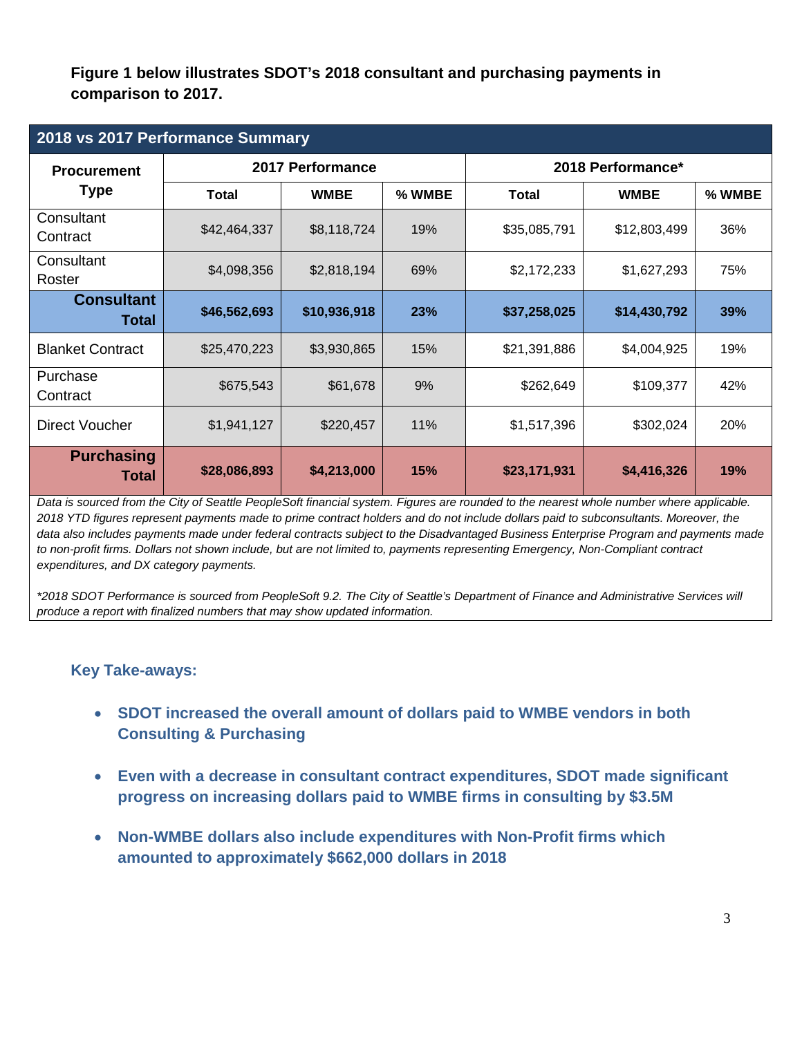**Figure 1 below illustrates SDOT's 2018 consultant and purchasing payments in comparison to 2017.**

| 2018 vs 2017 Performance Summary | | | | | | |
|---|---|---|---|---|---|---|
| **Procurement Type** | **2017 Performance** | | | **2018 Performance*** | | |
| | **Total** | **WMBE** | **% WMBE** | **Total** | **WMBE** | **% WMBE** |
| Consultant Contract | $42,464,337 | $8,118,724 | 19% | $35,085,791 | $12,803,499 | 36% |
| Consultant Roster | $4,098,356 | $2,818,194 | 69% | $2,172,233 | $1,627,293 | 75% |
| **Consultant Total** | **$46,562,693** | **$10,936,918** | **23%** | **$37,258,025** | **$14,430,792** | **39%** |
| Blanket Contract | $25,470,223 | $3,930,865 | 15% | $21,391,886 | $4,004,925 | 19% |
| Purchase Contract | $675,543 | $61,678 | 9% | $262,649 | $109,377 | 42% |
| Direct Voucher | $1,941,127 | $220,457 | 11% | $1,517,396 | $302,024 | 20% |
| **Purchasing Total** | **$28,086,893** | **$4,213,000** | **15%** | **$23,171,931** | **$4,416,326** | **19%** |

*Data is sourced from the City of Seattle PeopleSoft financial system. Figures are rounded to the nearest whole number where applicable. 2018 YTD figures represent payments made to prime contract holders and do not include dollars paid to subconsultants. Moreover, the data also includes payments made under federal contracts subject to the Disadvantaged Business Enterprise Program and payments made to non-profit firms. Dollars not shown include, but are not limited to, payments representing Emergency, Non-Compliant contract expenditures, and DX category payments.*

*\*2018 SDOT Performance is sourced from PeopleSoft 9.2. The City of Seattle's Department of Finance and Administrative Services will produce a report with finalized numbers that may show updated information.*

### Key Take-aways:

- **SDOT increased the overall amount of dollars paid to WMBE vendors in both Consulting & Purchasing**
- **Even with a decrease in consultant contract expenditures, SDOT made significant progress on increasing dollars paid to WMBE firms in consulting by $3.5M**
- **Non-WMBE dollars also include expenditures with Non-Profit firms which amounted to approximately $662,000 dollars in 2018**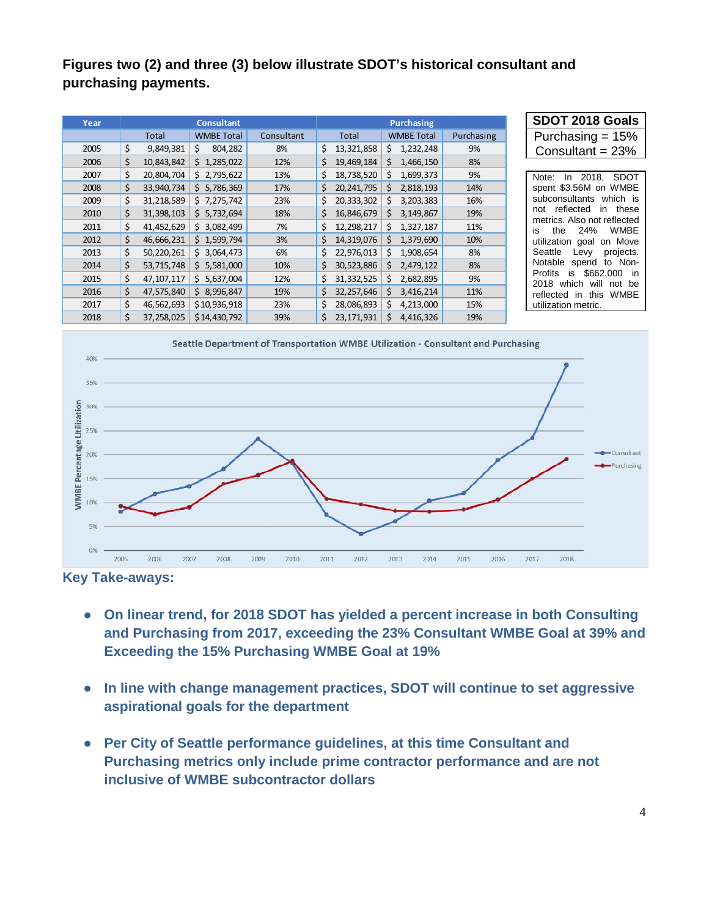**Figures two (2) and three (3) below illustrate SDOT's historical consultant and purchasing payments.**

| Year | Consultant | | | Purchasing | | |
|---|---|---|---|---|---|---|
| | Total | WMBE Total | Consultant | Total | WMBE Total | Purchasing |
| 2005 | $ 9,849,381 | $ 804,282 | 8% | $ 13,321,858 | $ 1,232,248 | 9% |
| 2006 | $ 10,843,842 | $ 1,285,022 | 12% | $ 19,469,184 | $ 1,466,150 | 8% |
| 2007 | $ 20,804,704 | $ 2,795,622 | 13% | $ 18,738,520 | $ 1,699,373 | 9% |
| 2008 | $ 33,940,734 | $ 5,786,369 | 17% | $ 20,241,795 | $ 2,818,193 | 14% |
| 2009 | $ 31,218,589 | $ 7,275,742 | 23% | $ 20,333,302 | $ 3,203,383 | 16% |
| 2010 | $ 31,398,103 | $ 5,732,694 | 18% | $ 16,846,679 | $ 3,149,867 | 19% |
| 2011 | $ 41,452,629 | $ 3,082,499 | 7% | $ 12,298,217 | $ 1,327,187 | 11% |
| 2012 | $ 46,666,231 | $ 1,599,794 | 3% | $ 14,319,076 | $ 1,379,690 | 10% |
| 2013 | $ 50,220,261 | $ 3,064,473 | 6% | $ 22,976,013 | $ 1,908,654 | 8% |
| 2014 | $ 53,715,748 | $ 5,581,000 | 10% | $ 30,523,886 | $ 2,479,122 | 8% |
| 2015 | $ 47,107,117 | $ 5,637,004 | 12% | $ 31,332,525 | $ 2,682,895 | 9% |
| 2016 | $ 47,575,840 | $ 8,996,847 | 19% | $ 32,257,646 | $ 3,416,214 | 11% |
| 2017 | $ 46,562,693 | $ 10,936,918 | 23% | $ 28,086,893 | $ 4,213,000 | 15% |
| 2018 | $ 37,258,025 | $ 14,430,792 | 39% | $ 23,171,931 | $ 4,416,326 | 19% |

| SDOT 2018 Goals |
|---|
| Purchasing = 15% |
| Consultant = 23% |

Note: In 2018, SDOT spent $3.56M on WMBE subconsultants which is not reflected in these metrics. Also not reflected is the 24% WMBE utilization goal on Move Seattle Levy projects. Notable spend to Non-Profits is $662,000 in 2018 which will not be reflected in this WMBE utilization metric.

**Seattle Department of Transportation WMBE Utilization - Consultant and Purchasing**

### Key Take-aways:

- **On linear trend, for 2018 SDOT has yielded a percent increase in both Consulting and Purchasing from 2017, exceeding the 23% Consultant WMBE Goal at 39% and Exceeding the 15% Purchasing WMBE Goal at 19%**
- **In line with change management practices, SDOT will continue to set aggressive aspirational goals for the department**
- **Per City of Seattle performance guidelines, at this time Consultant and Purchasing metrics only include prime contractor performance and are not inclusive of WMBE subcontractor dollars**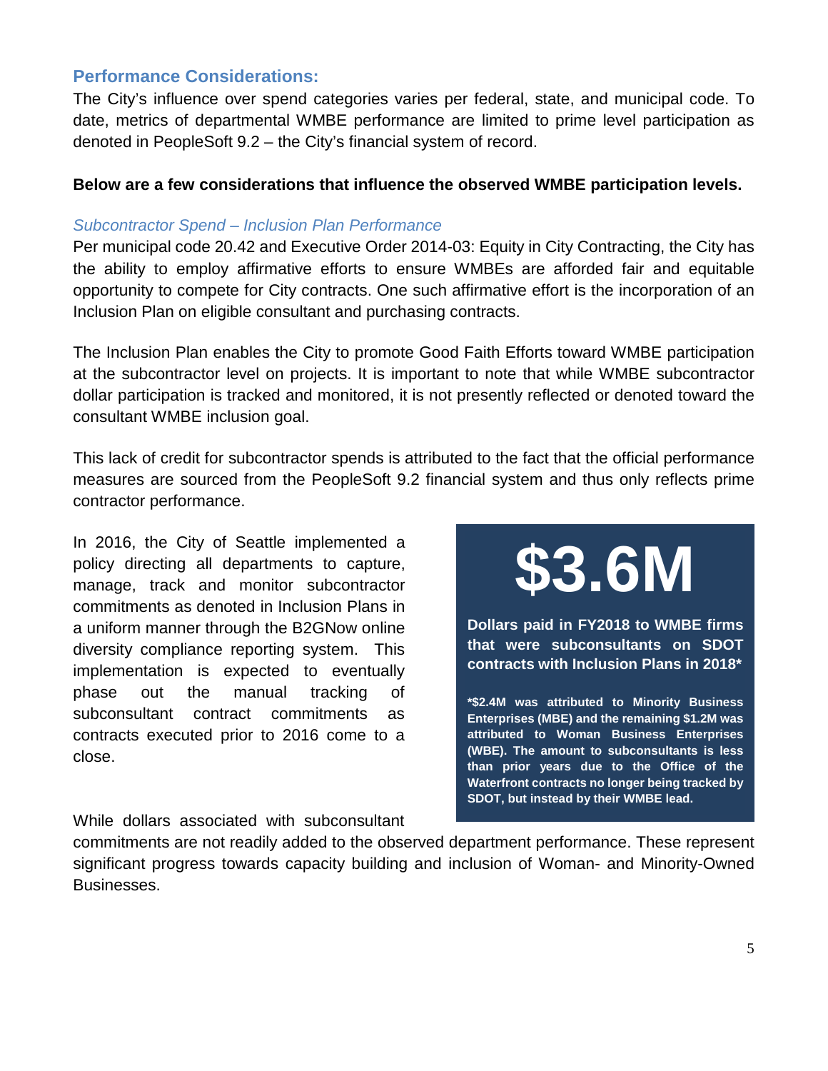## Performance Considerations:

The City's influence over spend categories varies per federal, state, and municipal code. To date, metrics of departmental WMBE performance are limited to prime level participation as denoted in PeopleSoft 9.2 – the City's financial system of record.

**Below are a few considerations that influence the observed WMBE participation levels.**

### *Subcontractor Spend – Inclusion Plan Performance*

Per municipal code 20.42 and Executive Order 2014-03: Equity in City Contracting, the City has the ability to employ affirmative efforts to ensure WMBEs are afforded fair and equitable opportunity to compete for City contracts. One such affirmative effort is the incorporation of an Inclusion Plan on eligible consultant and purchasing contracts.

The Inclusion Plan enables the City to promote Good Faith Efforts toward WMBE participation at the subcontractor level on projects. It is important to note that while WMBE subcontractor dollar participation is tracked and monitored, it is not presently reflected or denoted toward the consultant WMBE inclusion goal.

This lack of credit for subcontractor spends is attributed to the fact that the official performance measures are sourced from the PeopleSoft 9.2 financial system and thus only reflects prime contractor performance.

In 2016, the City of Seattle implemented a policy directing all departments to capture, manage, track and monitor subcontractor commitments as denoted in Inclusion Plans in a uniform manner through the B2GNow online diversity compliance reporting system. This implementation is expected to eventually phase out the manual tracking of subconsultant contract commitments as contracts executed prior to 2016 come to a close.

> **$3.6M**
>
> **Dollars paid in FY2018 to WMBE firms that were subconsultants on SDOT contracts with Inclusion Plans in 2018***
>
> ***$2.4M was attributed to Minority Business Enterprises (MBE) and the remaining $1.2M was attributed to Woman Business Enterprises (WBE). The amount to subconsultants is less than prior years due to the Office of the Waterfront contracts no longer being tracked by SDOT, but instead by their WMBE lead.**

While dollars associated with subconsultant commitments are not readily added to the observed department performance. These represent significant progress towards capacity building and inclusion of Woman- and Minority-Owned Businesses.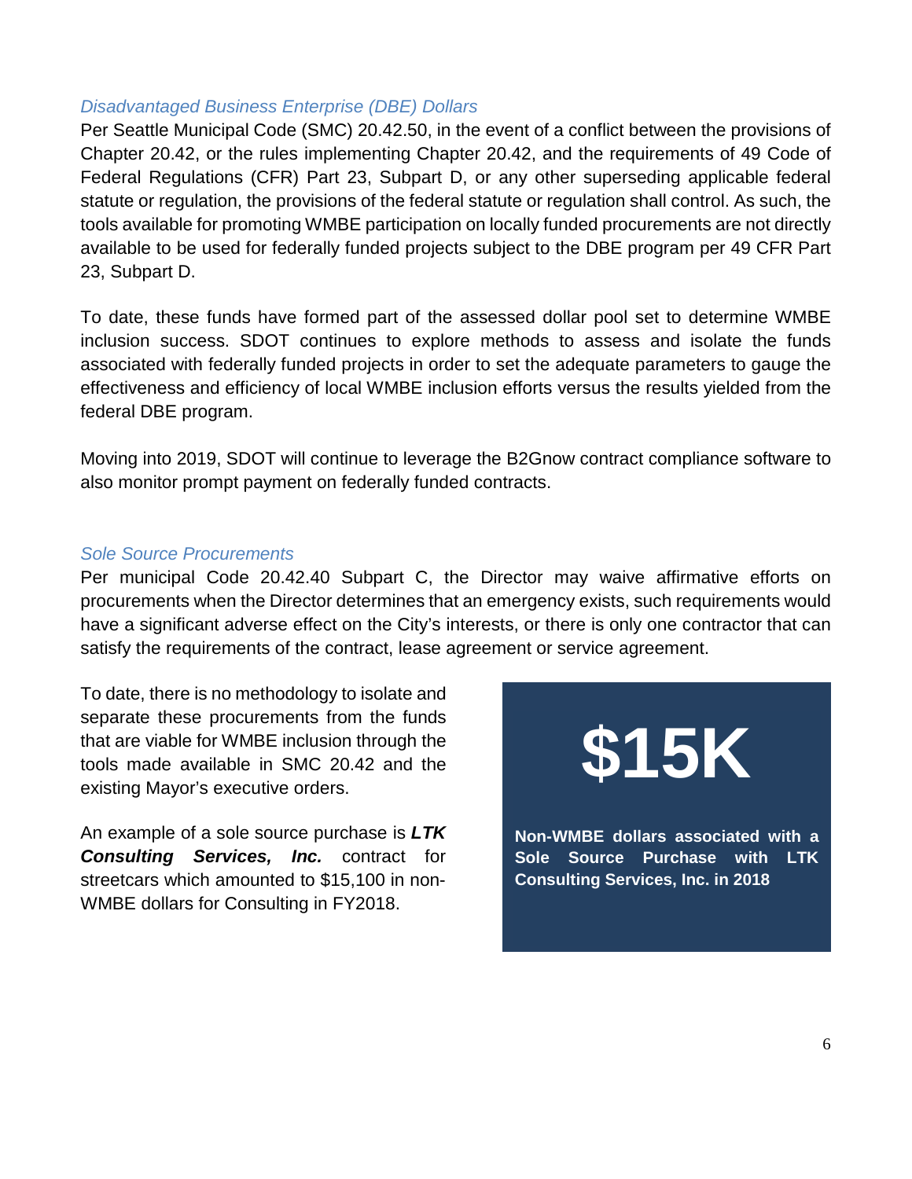### *Disadvantaged Business Enterprise (DBE) Dollars*

Per Seattle Municipal Code (SMC) 20.42.50, in the event of a conflict between the provisions of Chapter 20.42, or the rules implementing Chapter 20.42, and the requirements of 49 Code of Federal Regulations (CFR) Part 23, Subpart D, or any other superseding applicable federal statute or regulation, the provisions of the federal statute or regulation shall control. As such, the tools available for promoting WMBE participation on locally funded procurements are not directly available to be used for federally funded projects subject to the DBE program per 49 CFR Part 23, Subpart D.

To date, these funds have formed part of the assessed dollar pool set to determine WMBE inclusion success. SDOT continues to explore methods to assess and isolate the funds associated with federally funded projects in order to set the adequate parameters to gauge the effectiveness and efficiency of local WMBE inclusion efforts versus the results yielded from the federal DBE program.

Moving into 2019, SDOT will continue to leverage the B2Gnow contract compliance software to also monitor prompt payment on federally funded contracts.

### *Sole Source Procurements*

Per municipal Code 20.42.40 Subpart C, the Director may waive affirmative efforts on procurements when the Director determines that an emergency exists, such requirements would have a significant adverse effect on the City's interests, or there is only one contractor that can satisfy the requirements of the contract, lease agreement or service agreement.

To date, there is no methodology to isolate and separate these procurements from the funds that are viable for WMBE inclusion through the tools made available in SMC 20.42 and the existing Mayor's executive orders.

An example of a sole source purchase is ***LTK Consulting Services, Inc.*** contract for streetcars which amounted to $15,100 in non-WMBE dollars for Consulting in FY2018.

**$15K**

**Non-WMBE dollars associated with a Sole Source Purchase with LTK Consulting Services, Inc. in 2018**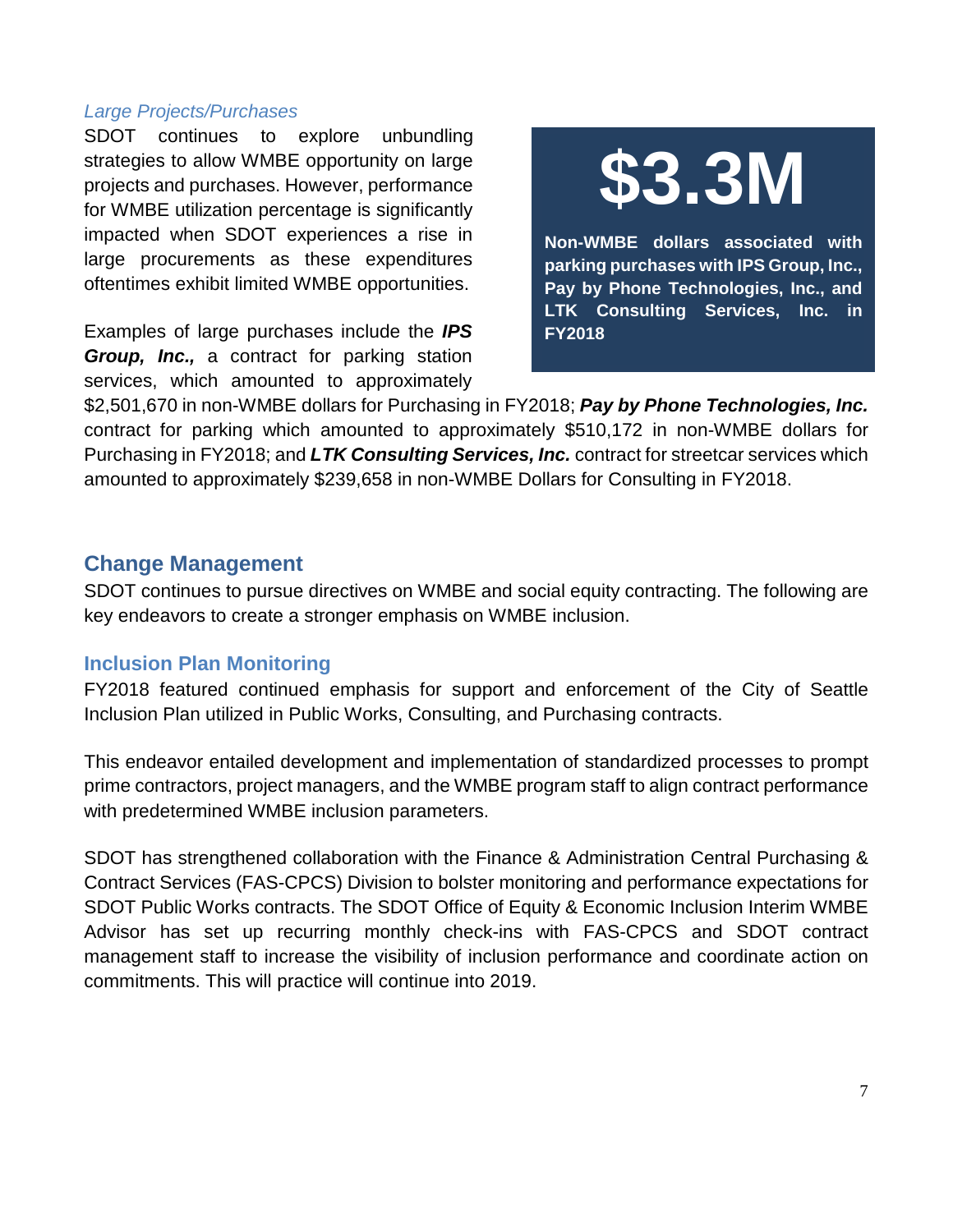*Large Projects/Purchases*

SDOT continues to explore unbundling strategies to allow WMBE opportunity on large projects and purchases. However, performance for WMBE utilization percentage is significantly impacted when SDOT experiences a rise in large procurements as these expenditures oftentimes exhibit limited WMBE opportunities.

**$3.3M**

**Non-WMBE dollars associated with parking purchases with IPS Group, Inc., Pay by Phone Technologies, Inc., and LTK Consulting Services, Inc. in FY2018**

Examples of large purchases include the ***IPS Group, Inc.,*** a contract for parking station services, which amounted to approximately $2,501,670 in non-WMBE dollars for Purchasing in FY2018; ***Pay by Phone Technologies, Inc.*** contract for parking which amounted to approximately $510,172 in non-WMBE dollars for Purchasing in FY2018; and ***LTK Consulting Services, Inc.*** contract for streetcar services which amounted to approximately $239,658 in non-WMBE Dollars for Consulting in FY2018.

## Change Management

SDOT continues to pursue directives on WMBE and social equity contracting. The following are key endeavors to create a stronger emphasis on WMBE inclusion.

### Inclusion Plan Monitoring

FY2018 featured continued emphasis for support and enforcement of the City of Seattle Inclusion Plan utilized in Public Works, Consulting, and Purchasing contracts.

This endeavor entailed development and implementation of standardized processes to prompt prime contractors, project managers, and the WMBE program staff to align contract performance with predetermined WMBE inclusion parameters.

SDOT has strengthened collaboration with the Finance & Administration Central Purchasing & Contract Services (FAS-CPCS) Division to bolster monitoring and performance expectations for SDOT Public Works contracts. The SDOT Office of Equity & Economic Inclusion Interim WMBE Advisor has set up recurring monthly check-ins with FAS-CPCS and SDOT contract management staff to increase the visibility of inclusion performance and coordinate action on commitments. This will practice will continue into 2019.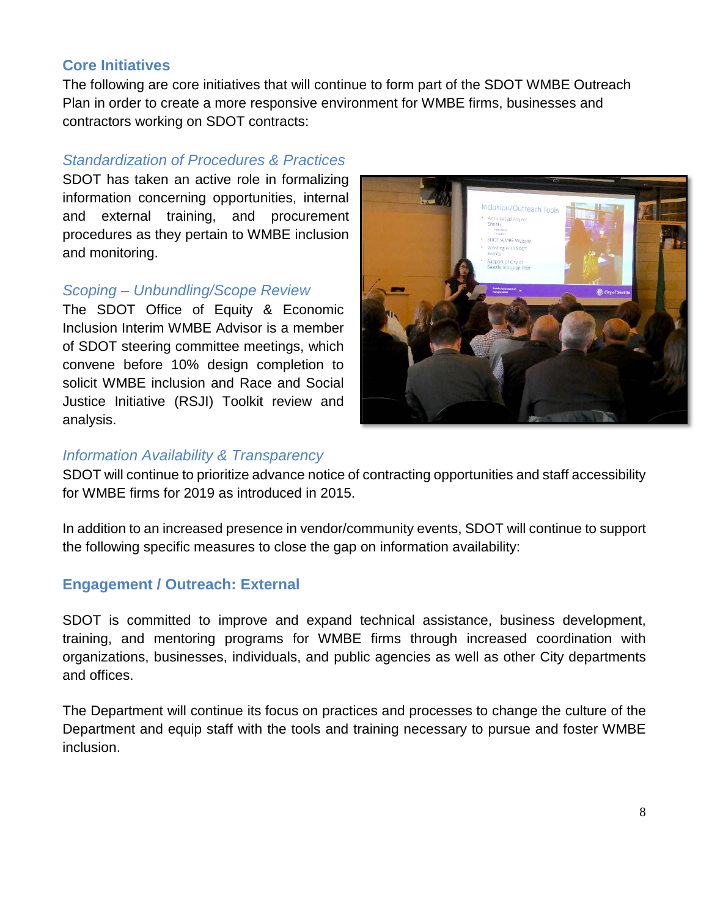## Core Initiatives

The following are core initiatives that will continue to form part of the SDOT WMBE Outreach Plan in order to create a more responsive environment for WMBE firms, businesses and contractors working on SDOT contracts:

### *Standardization of Procedures & Practices*

SDOT has taken an active role in formalizing information concerning opportunities, internal and external training, and procurement procedures as they pertain to WMBE inclusion and monitoring.

### *Scoping – Unbundling/Scope Review*

The SDOT Office of Equity & Economic Inclusion Interim WMBE Advisor is a member of SDOT steering committee meetings, which convene before 10% design completion to solicit WMBE inclusion and Race and Social Justice Initiative (RSJI) Toolkit review and analysis.

### *Information Availability & Transparency*

SDOT will continue to prioritize advance notice of contracting opportunities and staff accessibility for WMBE firms for 2019 as introduced in 2015.

In addition to an increased presence in vendor/community events, SDOT will continue to support the following specific measures to close the gap on information availability:

## Engagement / Outreach: External

SDOT is committed to improve and expand technical assistance, business development, training, and mentoring programs for WMBE firms through increased coordination with organizations, businesses, individuals, and public agencies as well as other City departments and offices.

The Department will continue its focus on practices and processes to change the culture of the Department and equip staff with the tools and training necessary to pursue and foster WMBE inclusion.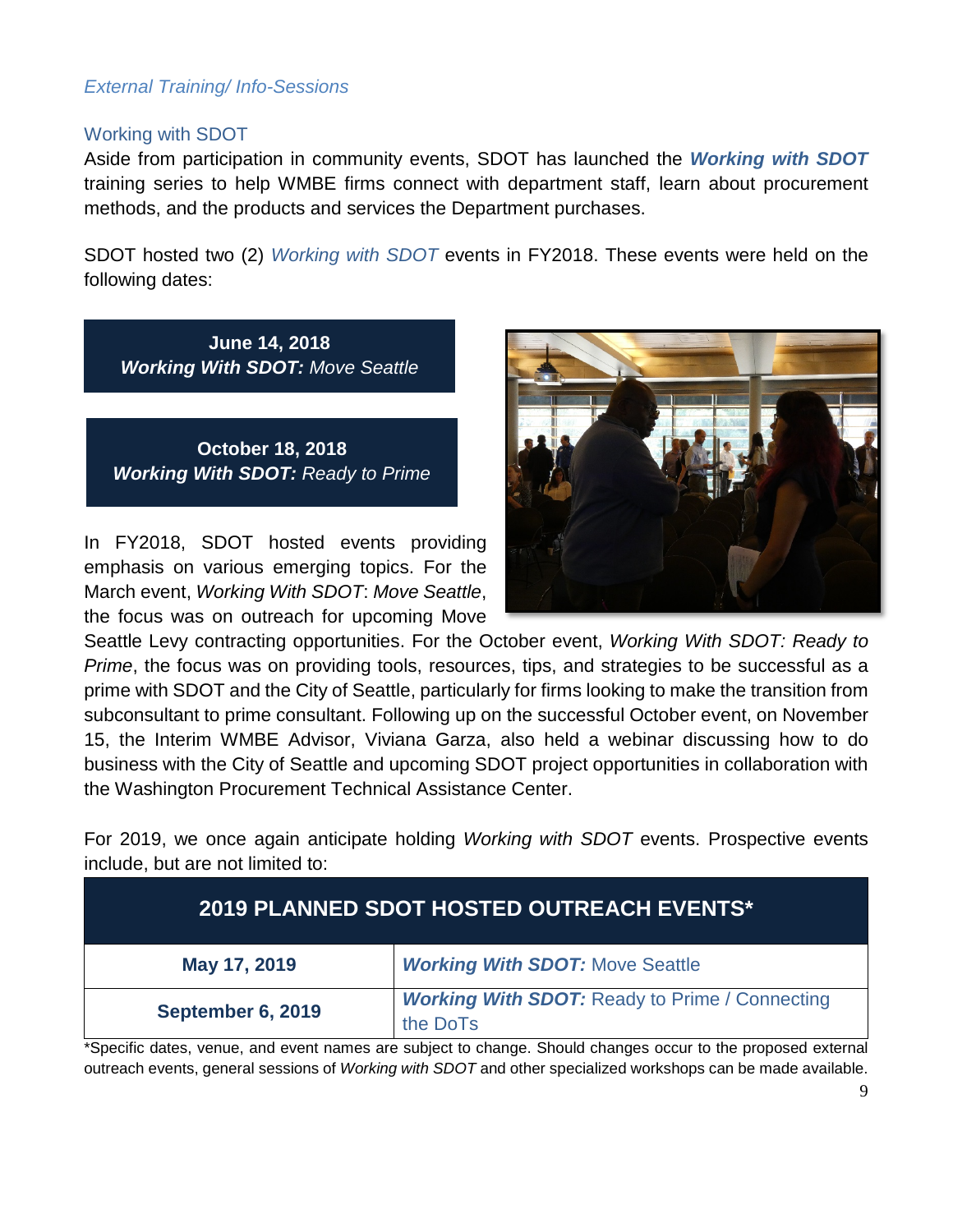*External Training/ Info-Sessions*

### Working with SDOT

Aside from participation in community events, SDOT has launched the ***Working with SDOT*** training series to help WMBE firms connect with department staff, learn about procurement methods, and the products and services the Department purchases.

SDOT hosted two (2) *Working with SDOT* events in FY2018. These events were held on the following dates:

**June 14, 2018**
***Working With SDOT:*** *Move Seattle*

**October 18, 2018**
***Working With SDOT:*** *Ready to Prime*

In FY2018, SDOT hosted events providing emphasis on various emerging topics. For the March event, *Working With SDOT*: *Move Seattle*, the focus was on outreach for upcoming Move Seattle Levy contracting opportunities. For the October event, *Working With SDOT: Ready to Prime*, the focus was on providing tools, resources, tips, and strategies to be successful as a prime with SDOT and the City of Seattle, particularly for firms looking to make the transition from subconsultant to prime consultant. Following up on the successful October event, on November 15, the Interim WMBE Advisor, Viviana Garza, also held a webinar discussing how to do business with the City of Seattle and upcoming SDOT project opportunities in collaboration with the Washington Procurement Technical Assistance Center.

For 2019, we once again anticipate holding *Working with SDOT* events. Prospective events include, but are not limited to:

| 2019 PLANNED SDOT HOSTED OUTREACH EVENTS* | |
|---|---|
| **May 17, 2019** | ***Working With SDOT:*** Move Seattle |
| **September 6, 2019** | ***Working With SDOT:*** Ready to Prime / Connecting the DoTs |

*Specific dates, venue, and event names are subject to change. Should changes occur to the proposed external outreach events, general sessions of *Working with SDOT* and other specialized workshops can be made available.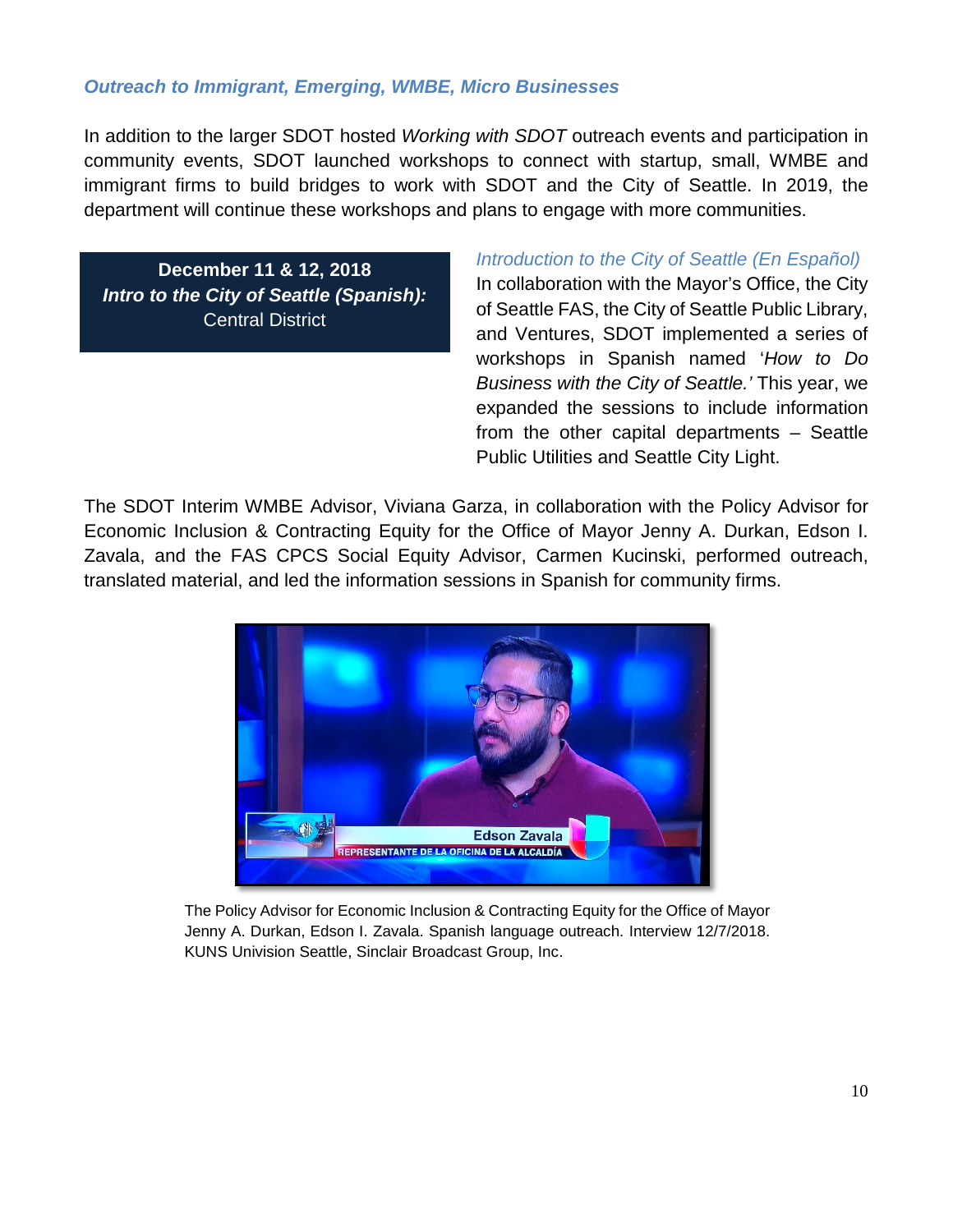### *Outreach to Immigrant, Emerging, WMBE, Micro Businesses*

In addition to the larger SDOT hosted *Working with SDOT* outreach events and participation in community events, SDOT launched workshops to connect with startup, small, WMBE and immigrant firms to build bridges to work with SDOT and the City of Seattle. In 2019, the department will continue these workshops and plans to engage with more communities.

**December 11 & 12, 2018**
***Intro to the City of Seattle (Spanish):***
Central District

*Introduction to the City of Seattle (En Español)*

In collaboration with the Mayor's Office, the City of Seattle FAS, the City of Seattle Public Library, and Ventures, SDOT implemented a series of workshops in Spanish named '*How to Do Business with the City of Seattle.'* This year, we expanded the sessions to include information from the other capital departments – Seattle Public Utilities and Seattle City Light.

The SDOT Interim WMBE Advisor, Viviana Garza, in collaboration with the Policy Advisor for Economic Inclusion & Contracting Equity for the Office of Mayor Jenny A. Durkan, Edson I. Zavala, and the FAS CPCS Social Equity Advisor, Carmen Kucinski, performed outreach, translated material, and led the information sessions in Spanish for community firms.

The Policy Advisor for Economic Inclusion & Contracting Equity for the Office of Mayor Jenny A. Durkan, Edson I. Zavala. Spanish language outreach. Interview 12/7/2018. KUNS Univision Seattle, Sinclair Broadcast Group, Inc.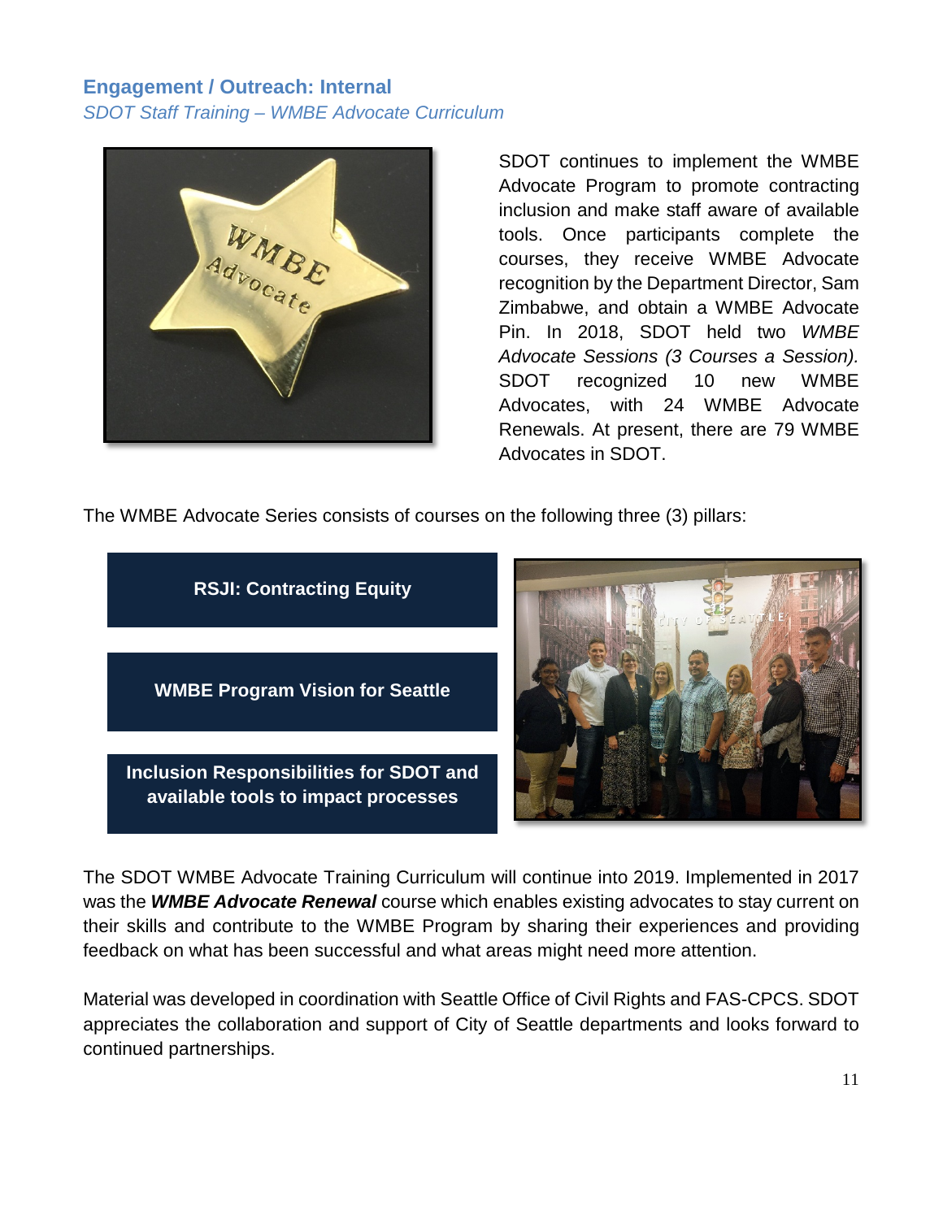## Engagement / Outreach: Internal

*SDOT Staff Training – WMBE Advocate Curriculum*

SDOT continues to implement the WMBE Advocate Program to promote contracting inclusion and make staff aware of available tools. Once participants complete the courses, they receive WMBE Advocate recognition by the Department Director, Sam Zimbabwe, and obtain a WMBE Advocate Pin. In 2018, SDOT held two *WMBE Advocate Sessions (3 Courses a Session).* SDOT recognized 10 new WMBE Advocates, with 24 WMBE Advocate Renewals. At present, there are 79 WMBE Advocates in SDOT.

The WMBE Advocate Series consists of courses on the following three (3) pillars:

- **RSJI: Contracting Equity**
- **WMBE Program Vision for Seattle**
- **Inclusion Responsibilities for SDOT and available tools to impact processes**

The SDOT WMBE Advocate Training Curriculum will continue into 2019. Implemented in 2017 was the ***WMBE Advocate Renewal*** course which enables existing advocates to stay current on their skills and contribute to the WMBE Program by sharing their experiences and providing feedback on what has been successful and what areas might need more attention.

Material was developed in coordination with Seattle Office of Civil Rights and FAS-CPCS. SDOT appreciates the collaboration and support of City of Seattle departments and looks forward to continued partnerships.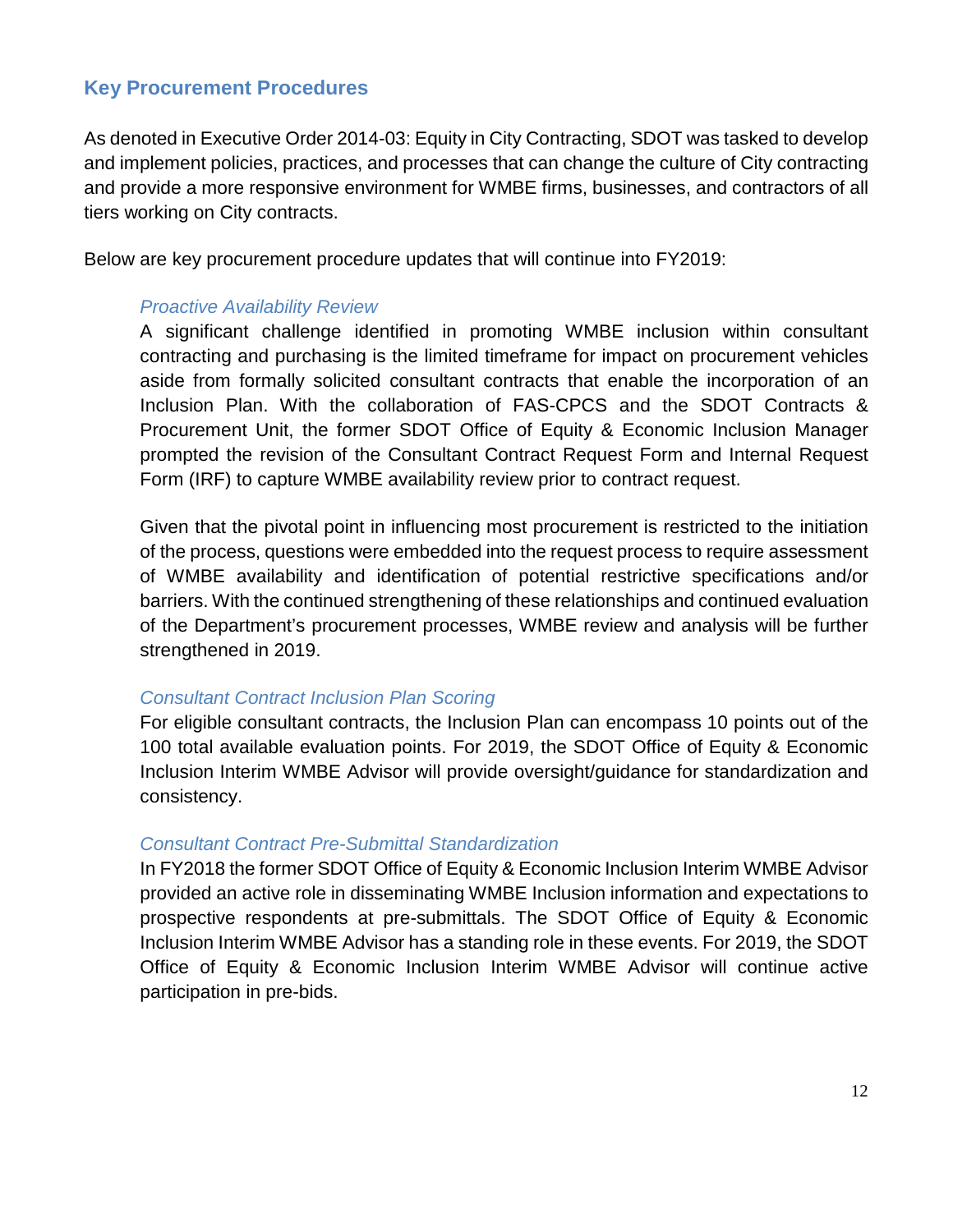## Key Procurement Procedures

As denoted in Executive Order 2014-03: Equity in City Contracting, SDOT was tasked to develop and implement policies, practices, and processes that can change the culture of City contracting and provide a more responsive environment for WMBE firms, businesses, and contractors of all tiers working on City contracts.

Below are key procurement procedure updates that will continue into FY2019:

### *Proactive Availability Review*

A significant challenge identified in promoting WMBE inclusion within consultant contracting and purchasing is the limited timeframe for impact on procurement vehicles aside from formally solicited consultant contracts that enable the incorporation of an Inclusion Plan. With the collaboration of FAS-CPCS and the SDOT Contracts & Procurement Unit, the former SDOT Office of Equity & Economic Inclusion Manager prompted the revision of the Consultant Contract Request Form and Internal Request Form (IRF) to capture WMBE availability review prior to contract request.

Given that the pivotal point in influencing most procurement is restricted to the initiation of the process, questions were embedded into the request process to require assessment of WMBE availability and identification of potential restrictive specifications and/or barriers. With the continued strengthening of these relationships and continued evaluation of the Department's procurement processes, WMBE review and analysis will be further strengthened in 2019.

### *Consultant Contract Inclusion Plan Scoring*

For eligible consultant contracts, the Inclusion Plan can encompass 10 points out of the 100 total available evaluation points. For 2019, the SDOT Office of Equity & Economic Inclusion Interim WMBE Advisor will provide oversight/guidance for standardization and consistency.

### *Consultant Contract Pre-Submittal Standardization*

In FY2018 the former SDOT Office of Equity & Economic Inclusion Interim WMBE Advisor provided an active role in disseminating WMBE Inclusion information and expectations to prospective respondents at pre-submittals. The SDOT Office of Equity & Economic Inclusion Interim WMBE Advisor has a standing role in these events. For 2019, the SDOT Office of Equity & Economic Inclusion Interim WMBE Advisor will continue active participation in pre-bids.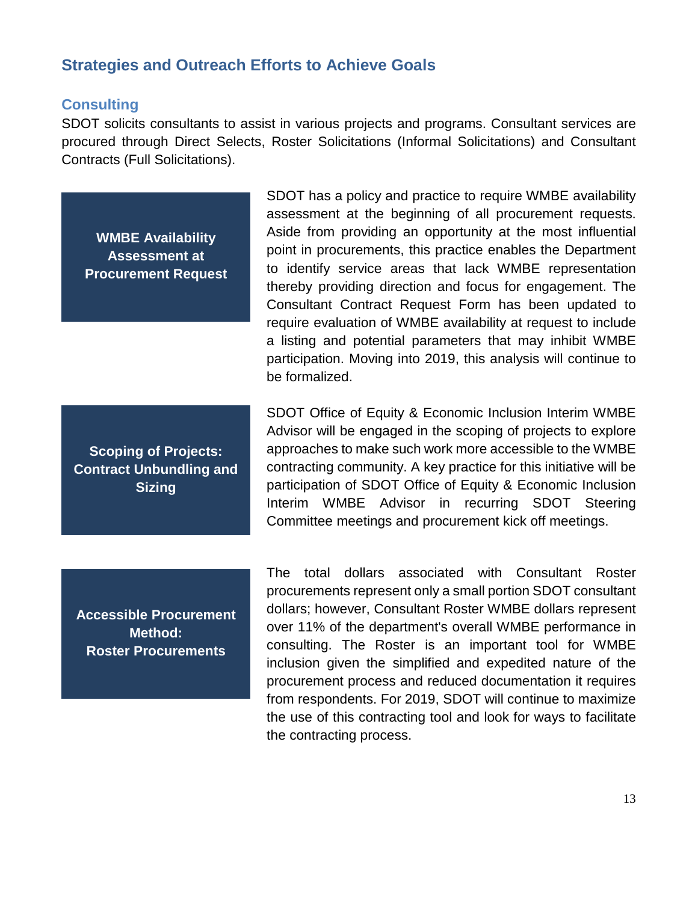## Strategies and Outreach Efforts to Achieve Goals

### Consulting

SDOT solicits consultants to assist in various projects and programs. Consultant services are procured through Direct Selects, Roster Solicitations (Informal Solicitations) and Consultant Contracts (Full Solicitations).

**WMBE Availability Assessment at Procurement Request**

SDOT has a policy and practice to require WMBE availability assessment at the beginning of all procurement requests. Aside from providing an opportunity at the most influential point in procurements, this practice enables the Department to identify service areas that lack WMBE representation thereby providing direction and focus for engagement. The Consultant Contract Request Form has been updated to require evaluation of WMBE availability at request to include a listing and potential parameters that may inhibit WMBE participation. Moving into 2019, this analysis will continue to be formalized.

**Scoping of Projects: Contract Unbundling and Sizing**

SDOT Office of Equity & Economic Inclusion Interim WMBE Advisor will be engaged in the scoping of projects to explore approaches to make such work more accessible to the WMBE contracting community. A key practice for this initiative will be participation of SDOT Office of Equity & Economic Inclusion Interim WMBE Advisor in recurring SDOT Steering Committee meetings and procurement kick off meetings.

**Accessible Procurement Method: Roster Procurements**

The total dollars associated with Consultant Roster procurements represent only a small portion SDOT consultant dollars; however, Consultant Roster WMBE dollars represent over 11% of the department's overall WMBE performance in consulting. The Roster is an important tool for WMBE inclusion given the simplified and expedited nature of the procurement process and reduced documentation it requires from respondents. For 2019, SDOT will continue to maximize the use of this contracting tool and look for ways to facilitate the contracting process.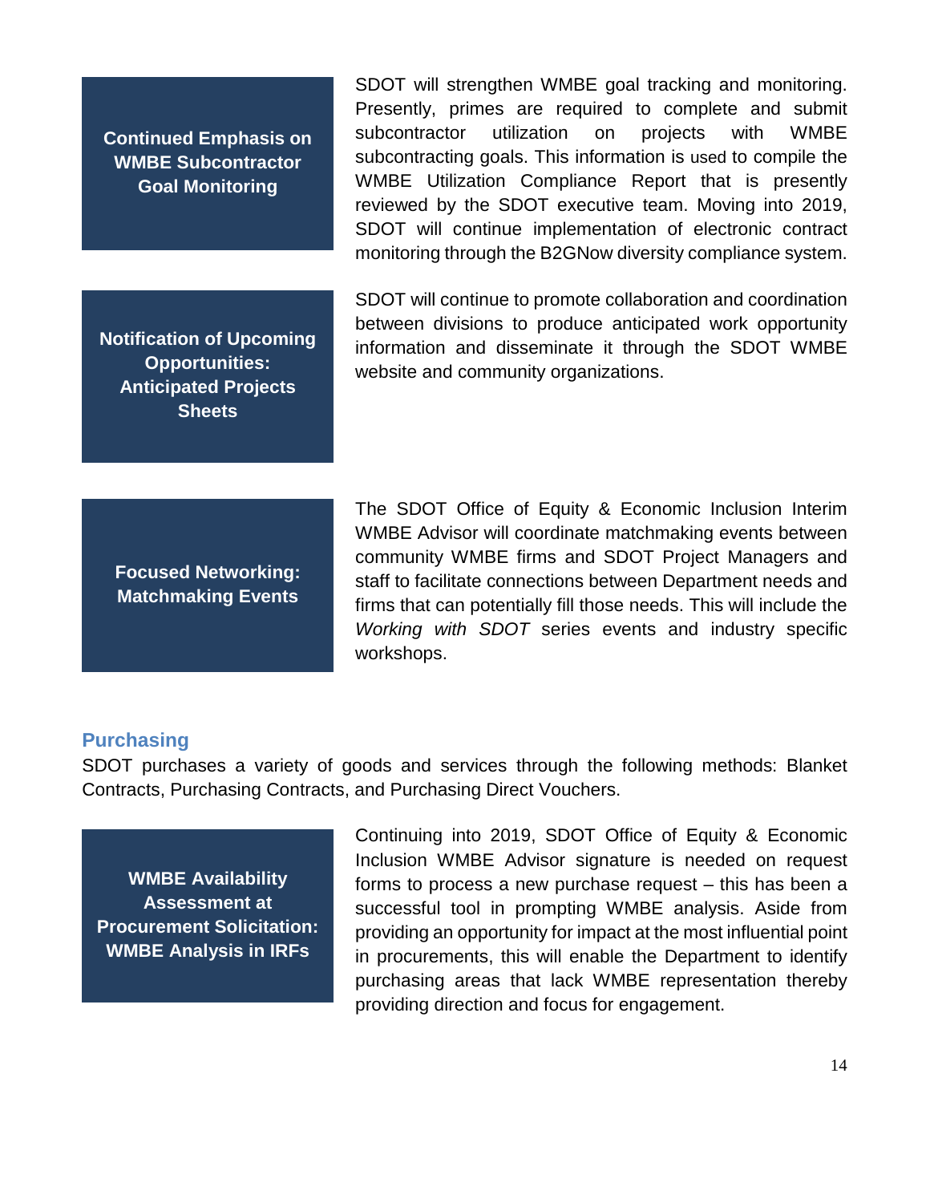**Continued Emphasis on WMBE Subcontractor Goal Monitoring**

SDOT will strengthen WMBE goal tracking and monitoring. Presently, primes are required to complete and submit subcontractor utilization on projects with WMBE subcontracting goals. This information is used to compile the WMBE Utilization Compliance Report that is presently reviewed by the SDOT executive team. Moving into 2019, SDOT will continue implementation of electronic contract monitoring through the B2GNow diversity compliance system.

**Notification of Upcoming Opportunities: Anticipated Projects Sheets**

SDOT will continue to promote collaboration and coordination between divisions to produce anticipated work opportunity information and disseminate it through the SDOT WMBE website and community organizations.

**Focused Networking: Matchmaking Events**

The SDOT Office of Equity & Economic Inclusion Interim WMBE Advisor will coordinate matchmaking events between community WMBE firms and SDOT Project Managers and staff to facilitate connections between Department needs and firms that can potentially fill those needs. This will include the *Working with SDOT* series events and industry specific workshops.

## Purchasing

SDOT purchases a variety of goods and services through the following methods: Blanket Contracts, Purchasing Contracts, and Purchasing Direct Vouchers.

**WMBE Availability Assessment at Procurement Solicitation: WMBE Analysis in IRFs**

Continuing into 2019, SDOT Office of Equity & Economic Inclusion WMBE Advisor signature is needed on request forms to process a new purchase request – this has been a successful tool in prompting WMBE analysis. Aside from providing an opportunity for impact at the most influential point in procurements, this will enable the Department to identify purchasing areas that lack WMBE representation thereby providing direction and focus for engagement.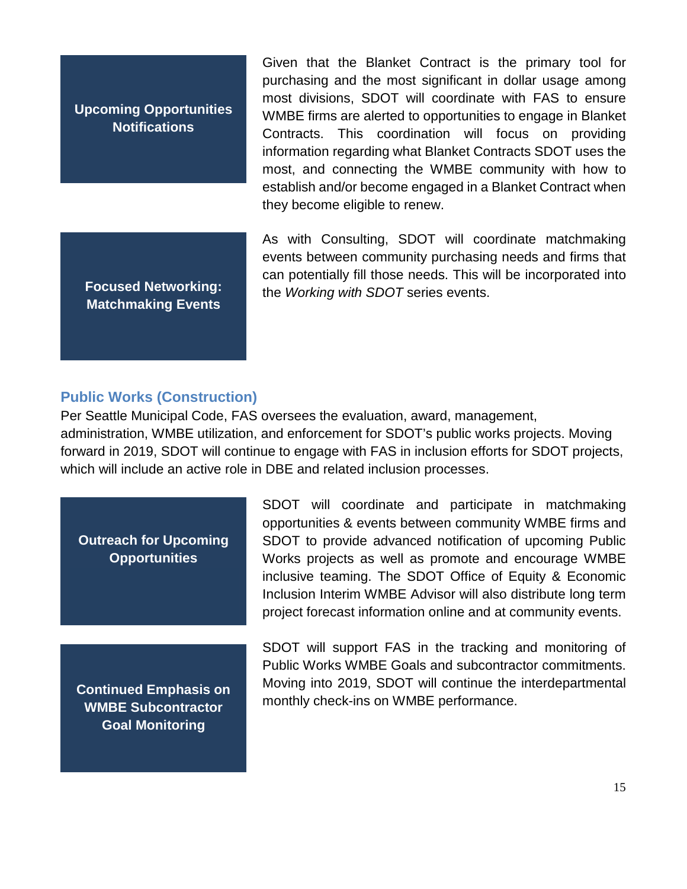**Upcoming Opportunities Notifications**

Given that the Blanket Contract is the primary tool for purchasing and the most significant in dollar usage among most divisions, SDOT will coordinate with FAS to ensure WMBE firms are alerted to opportunities to engage in Blanket Contracts. This coordination will focus on providing information regarding what Blanket Contracts SDOT uses the most, and connecting the WMBE community with how to establish and/or become engaged in a Blanket Contract when they become eligible to renew.

**Focused Networking: Matchmaking Events**

As with Consulting, SDOT will coordinate matchmaking events between community purchasing needs and firms that can potentially fill those needs. This will be incorporated into the *Working with SDOT* series events.

### Public Works (Construction)

Per Seattle Municipal Code, FAS oversees the evaluation, award, management, administration, WMBE utilization, and enforcement for SDOT's public works projects. Moving forward in 2019, SDOT will continue to engage with FAS in inclusion efforts for SDOT projects, which will include an active role in DBE and related inclusion processes.

**Outreach for Upcoming Opportunities**

SDOT will coordinate and participate in matchmaking opportunities & events between community WMBE firms and SDOT to provide advanced notification of upcoming Public Works projects as well as promote and encourage WMBE inclusive teaming. The SDOT Office of Equity & Economic Inclusion Interim WMBE Advisor will also distribute long term project forecast information online and at community events.

**Continued Emphasis on WMBE Subcontractor Goal Monitoring**

SDOT will support FAS in the tracking and monitoring of Public Works WMBE Goals and subcontractor commitments. Moving into 2019, SDOT will continue the interdepartmental monthly check-ins on WMBE performance.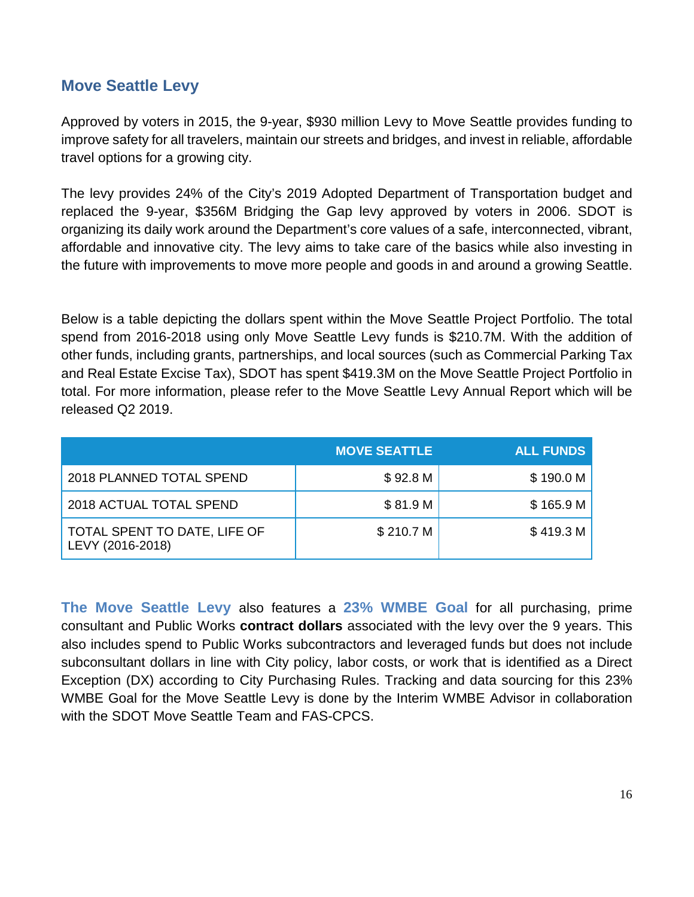## Move Seattle Levy

Approved by voters in 2015, the 9-year, $930 million Levy to Move Seattle provides funding to improve safety for all travelers, maintain our streets and bridges, and invest in reliable, affordable travel options for a growing city.

The levy provides 24% of the City's 2019 Adopted Department of Transportation budget and replaced the 9-year, $356M Bridging the Gap levy approved by voters in 2006. SDOT is organizing its daily work around the Department's core values of a safe, interconnected, vibrant, affordable and innovative city. The levy aims to take care of the basics while also investing in the future with improvements to move more people and goods in and around a growing Seattle.

Below is a table depicting the dollars spent within the Move Seattle Project Portfolio. The total spend from 2016-2018 using only Move Seattle Levy funds is $210.7M. With the addition of other funds, including grants, partnerships, and local sources (such as Commercial Parking Tax and Real Estate Excise Tax), SDOT has spent $419.3M on the Move Seattle Project Portfolio in total. For more information, please refer to the Move Seattle Levy Annual Report which will be released Q2 2019.

| | MOVE SEATTLE | ALL FUNDS |
|---|---:|---:|
| 2018 PLANNED TOTAL SPEND | $ 92.8 M | $ 190.0 M |
| 2018 ACTUAL TOTAL SPEND | $ 81.9 M | $ 165.9 M |
| TOTAL SPENT TO DATE, LIFE OF LEVY (2016-2018) | $ 210.7 M | $ 419.3 M |

**The Move Seattle Levy** also features a **23% WMBE Goal** for all purchasing, prime consultant and Public Works **contract dollars** associated with the levy over the 9 years. This also includes spend to Public Works subcontractors and leveraged funds but does not include subconsultant dollars in line with City policy, labor costs, or work that is identified as a Direct Exception (DX) according to City Purchasing Rules. Tracking and data sourcing for this 23% WMBE Goal for the Move Seattle Levy is done by the Interim WMBE Advisor in collaboration with the SDOT Move Seattle Team and FAS-CPCS.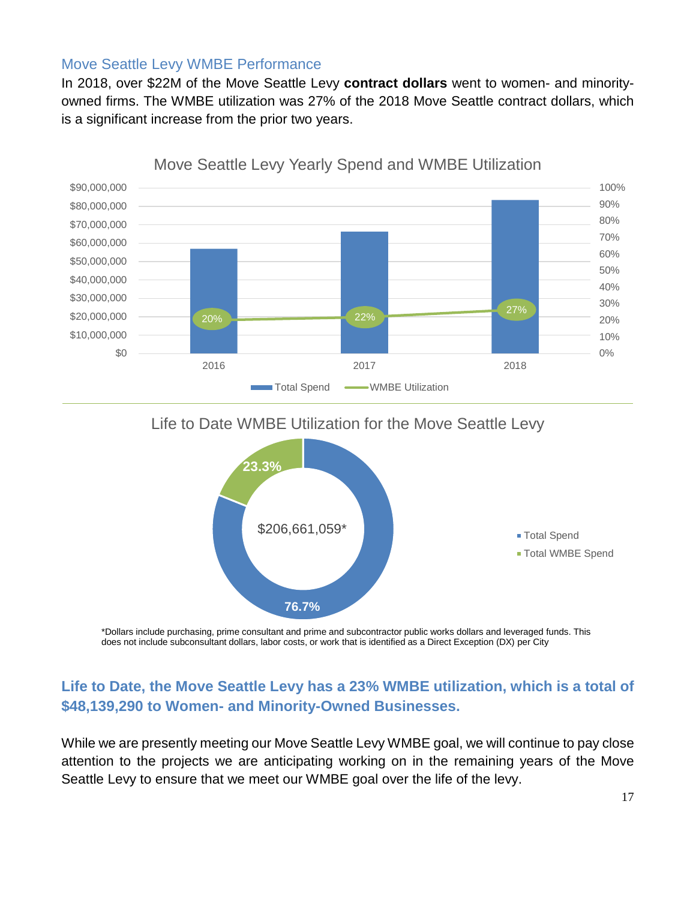## Move Seattle Levy WMBE Performance

In 2018, over $22M of the Move Seattle Levy **contract dollars** went to women- and minority-owned firms. The WMBE utilization was 27% of the 2018 Move Seattle contract dollars, which is a significant increase from the prior two years.

Move Seattle Levy Yearly Spend and WMBE Utilization

| Year | WMBE Utilization |
| --- | --- |
| 2016 | 20% |
| 2017 | 22% |
| 2018 | 27% |

Total Spend | WMBE Utilization

Life to Date WMBE Utilization for the Move Seattle Levy

$206,661,059*

- Total Spend: 76.7%
- Total WMBE Spend: 23.3%

*Dollars include purchasing, prime consultant and prime and subcontractor public works dollars and leveraged funds. This does not include subconsultant dollars, labor costs, or work that is identified as a Direct Exception (DX) per City

### Life to Date, the Move Seattle Levy has a 23% WMBE utilization, which is a total of $48,139,290 to Women- and Minority-Owned Businesses.

While we are presently meeting our Move Seattle Levy WMBE goal, we will continue to pay close attention to the projects we are anticipating working on in the remaining years of the Move Seattle Levy to ensure that we meet our WMBE goal over the life of the levy.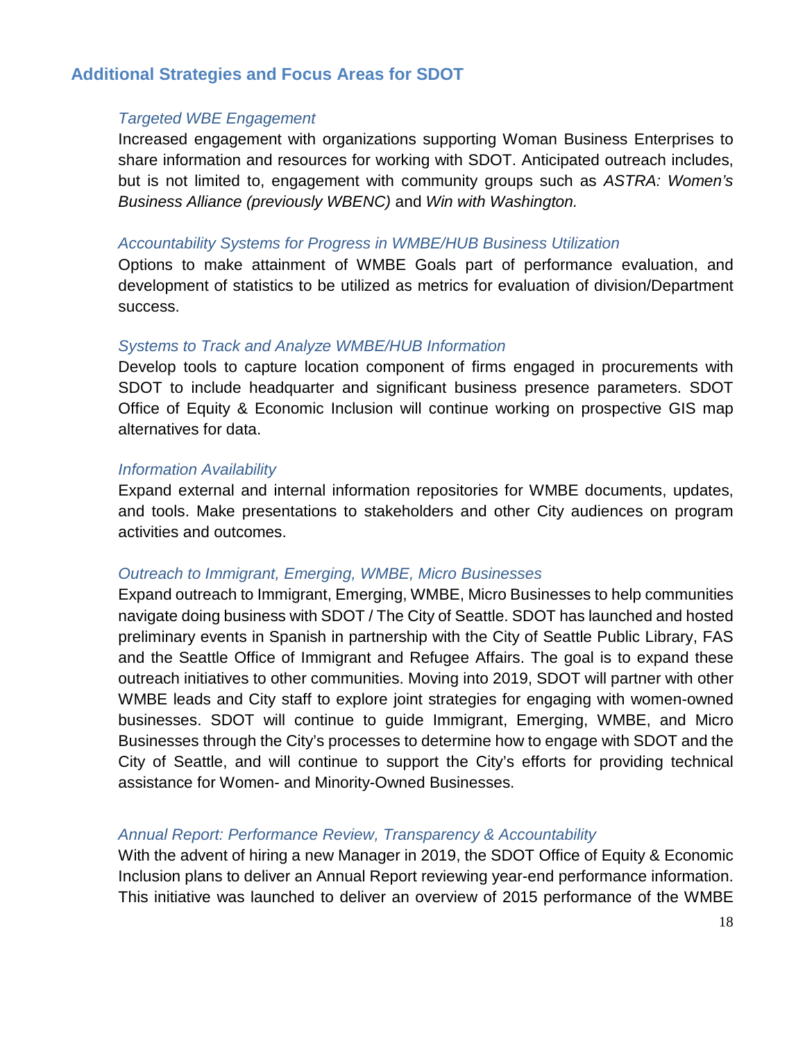## Additional Strategies and Focus Areas for SDOT

### *Targeted WBE Engagement*

Increased engagement with organizations supporting Woman Business Enterprises to share information and resources for working with SDOT. Anticipated outreach includes, but is not limited to, engagement with community groups such as *ASTRA: Women's Business Alliance (previously WBENC)* and *Win with Washington.*

### *Accountability Systems for Progress in WMBE/HUB Business Utilization*

Options to make attainment of WMBE Goals part of performance evaluation, and development of statistics to be utilized as metrics for evaluation of division/Department success.

### *Systems to Track and Analyze WMBE/HUB Information*

Develop tools to capture location component of firms engaged in procurements with SDOT to include headquarter and significant business presence parameters. SDOT Office of Equity & Economic Inclusion will continue working on prospective GIS map alternatives for data.

### *Information Availability*

Expand external and internal information repositories for WMBE documents, updates, and tools. Make presentations to stakeholders and other City audiences on program activities and outcomes.

### *Outreach to Immigrant, Emerging, WMBE, Micro Businesses*

Expand outreach to Immigrant, Emerging, WMBE, Micro Businesses to help communities navigate doing business with SDOT / The City of Seattle. SDOT has launched and hosted preliminary events in Spanish in partnership with the City of Seattle Public Library, FAS and the Seattle Office of Immigrant and Refugee Affairs. The goal is to expand these outreach initiatives to other communities. Moving into 2019, SDOT will partner with other WMBE leads and City staff to explore joint strategies for engaging with women-owned businesses. SDOT will continue to guide Immigrant, Emerging, WMBE, and Micro Businesses through the City's processes to determine how to engage with SDOT and the City of Seattle, and will continue to support the City's efforts for providing technical assistance for Women- and Minority-Owned Businesses.

### *Annual Report: Performance Review, Transparency & Accountability*

With the advent of hiring a new Manager in 2019, the SDOT Office of Equity & Economic Inclusion plans to deliver an Annual Report reviewing year-end performance information. This initiative was launched to deliver an overview of 2015 performance of the WMBE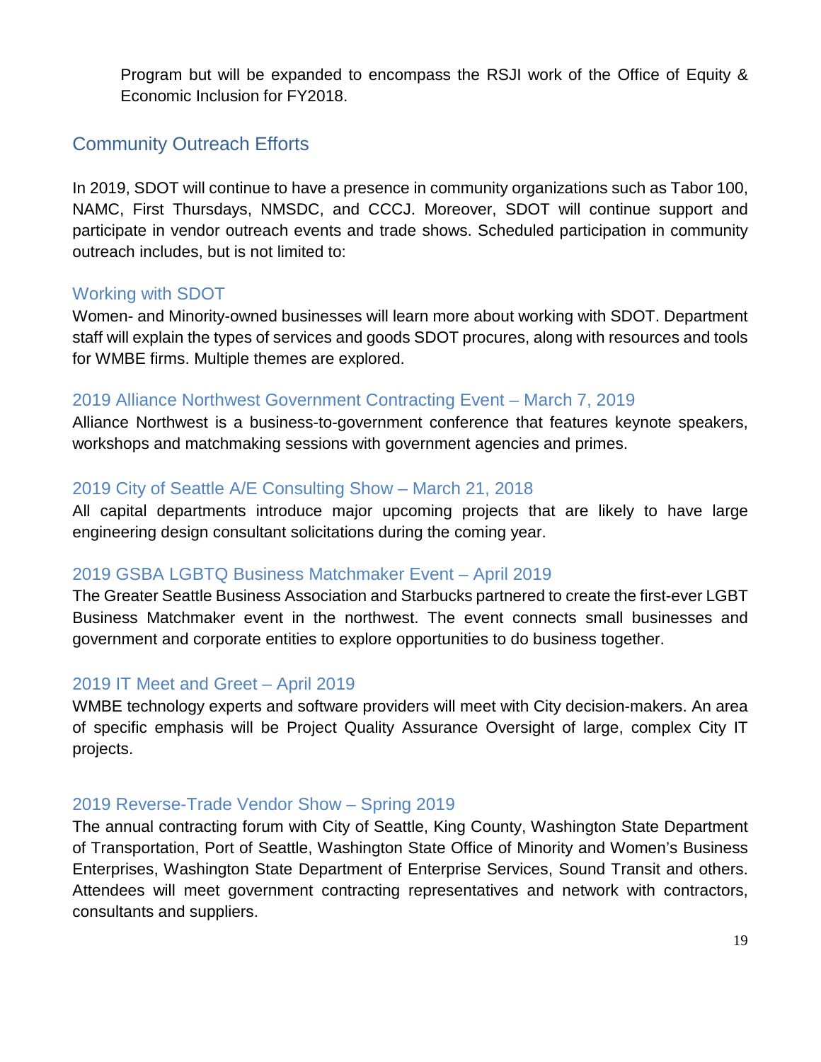Program but will be expanded to encompass the RSJI work of the Office of Equity & Economic Inclusion for FY2018.

## Community Outreach Efforts

In 2019, SDOT will continue to have a presence in community organizations such as Tabor 100, NAMC, First Thursdays, NMSDC, and CCCJ. Moreover, SDOT will continue support and participate in vendor outreach events and trade shows. Scheduled participation in community outreach includes, but is not limited to:

### Working with SDOT

Women- and Minority-owned businesses will learn more about working with SDOT. Department staff will explain the types of services and goods SDOT procures, along with resources and tools for WMBE firms. Multiple themes are explored.

### 2019 Alliance Northwest Government Contracting Event – March 7, 2019

Alliance Northwest is a business-to-government conference that features keynote speakers, workshops and matchmaking sessions with government agencies and primes.

### 2019 City of Seattle A/E Consulting Show – March 21, 2018

All capital departments introduce major upcoming projects that are likely to have large engineering design consultant solicitations during the coming year.

### 2019 GSBA LGBTQ Business Matchmaker Event – April 2019

The Greater Seattle Business Association and Starbucks partnered to create the first-ever LGBT Business Matchmaker event in the northwest. The event connects small businesses and government and corporate entities to explore opportunities to do business together.

### 2019 IT Meet and Greet – April 2019

WMBE technology experts and software providers will meet with City decision-makers. An area of specific emphasis will be Project Quality Assurance Oversight of large, complex City IT projects.

### 2019 Reverse-Trade Vendor Show – Spring 2019

The annual contracting forum with City of Seattle, King County, Washington State Department of Transportation, Port of Seattle, Washington State Office of Minority and Women's Business Enterprises, Washington State Department of Enterprise Services, Sound Transit and others. Attendees will meet government contracting representatives and network with contractors, consultants and suppliers.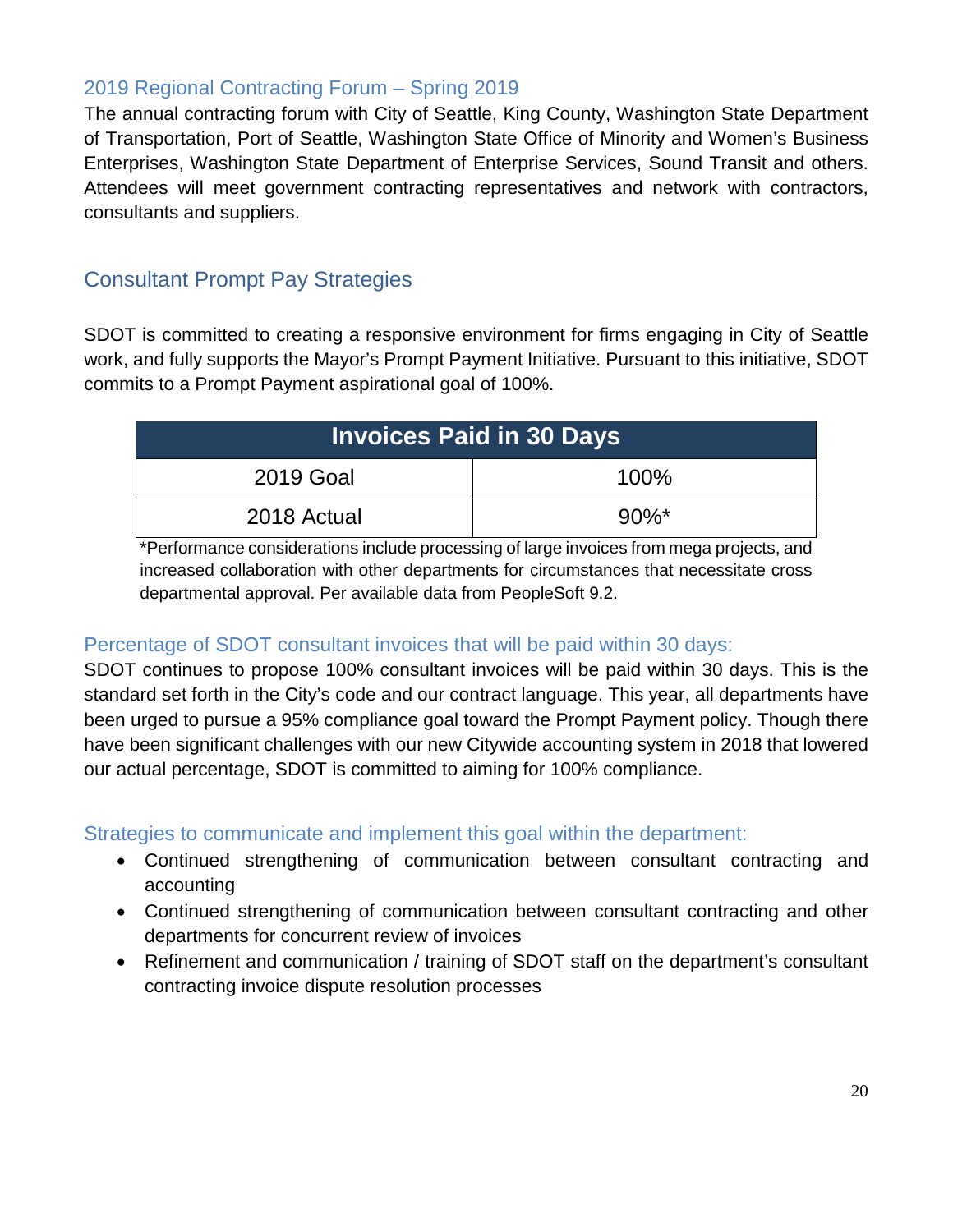### 2019 Regional Contracting Forum – Spring 2019

The annual contracting forum with City of Seattle, King County, Washington State Department of Transportation, Port of Seattle, Washington State Office of Minority and Women's Business Enterprises, Washington State Department of Enterprise Services, Sound Transit and others. Attendees will meet government contracting representatives and network with contractors, consultants and suppliers.

## Consultant Prompt Pay Strategies

SDOT is committed to creating a responsive environment for firms engaging in City of Seattle work, and fully supports the Mayor's Prompt Payment Initiative. Pursuant to this initiative, SDOT commits to a Prompt Payment aspirational goal of 100%.

| Invoices Paid in 30 Days | |
| --- | --- |
| 2019 Goal | 100% |
| 2018 Actual | 90%* |

*Performance considerations include processing of large invoices from mega projects, and increased collaboration with other departments for circumstances that necessitate cross departmental approval. Per available data from PeopleSoft 9.2.

### Percentage of SDOT consultant invoices that will be paid within 30 days:

SDOT continues to propose 100% consultant invoices will be paid within 30 days. This is the standard set forth in the City's code and our contract language. This year, all departments have been urged to pursue a 95% compliance goal toward the Prompt Payment policy. Though there have been significant challenges with our new Citywide accounting system in 2018 that lowered our actual percentage, SDOT is committed to aiming for 100% compliance.

### Strategies to communicate and implement this goal within the department:

- Continued strengthening of communication between consultant contracting and accounting
- Continued strengthening of communication between consultant contracting and other departments for concurrent review of invoices
- Refinement and communication / training of SDOT staff on the department's consultant contracting invoice dispute resolution processes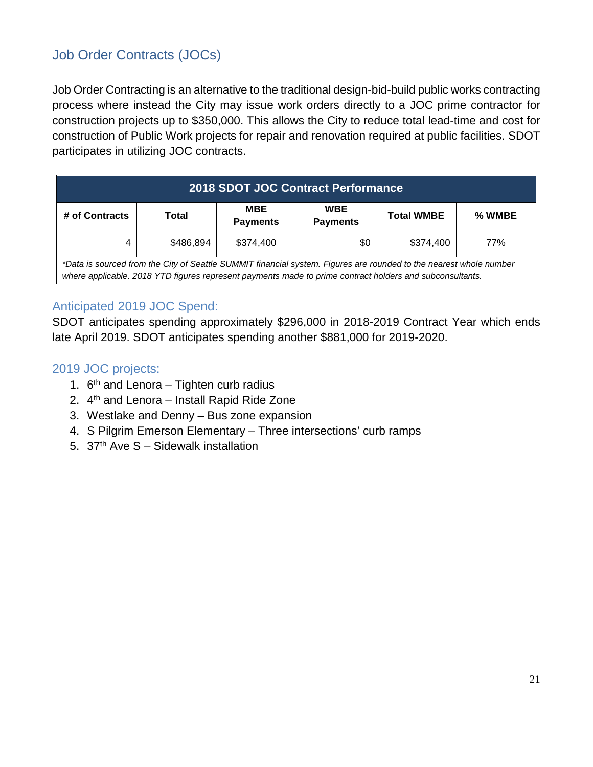## Job Order Contracts (JOCs)

Job Order Contracting is an alternative to the traditional design-bid-build public works contracting process where instead the City may issue work orders directly to a JOC prime contractor for construction projects up to $350,000. This allows the City to reduce total lead-time and cost for construction of Public Work projects for repair and renovation required at public facilities. SDOT participates in utilizing JOC contracts.

| 2018 SDOT JOC Contract Performance | | | | | |
|---|---|---|---|---|---|
| # of Contracts | Total | MBE Payments | WBE Payments | Total WMBE | % WMBE |
| 4 | $486,894 | $374,400 | $0 | $374,400 | 77% |

*\*Data is sourced from the City of Seattle SUMMIT financial system. Figures are rounded to the nearest whole number where applicable. 2018 YTD figures represent payments made to prime contract holders and subconsultants.*

### Anticipated 2019 JOC Spend:

SDOT anticipates spending approximately $296,000 in 2018-2019 Contract Year which ends late April 2019. SDOT anticipates spending another $881,000 for 2019-2020.

### 2019 JOC projects:

1. 6th and Lenora – Tighten curb radius
2. 4th and Lenora – Install Rapid Ride Zone
3. Westlake and Denny – Bus zone expansion
4. S Pilgrim Emerson Elementary – Three intersections' curb ramps
5. 37th Ave S – Sidewalk installation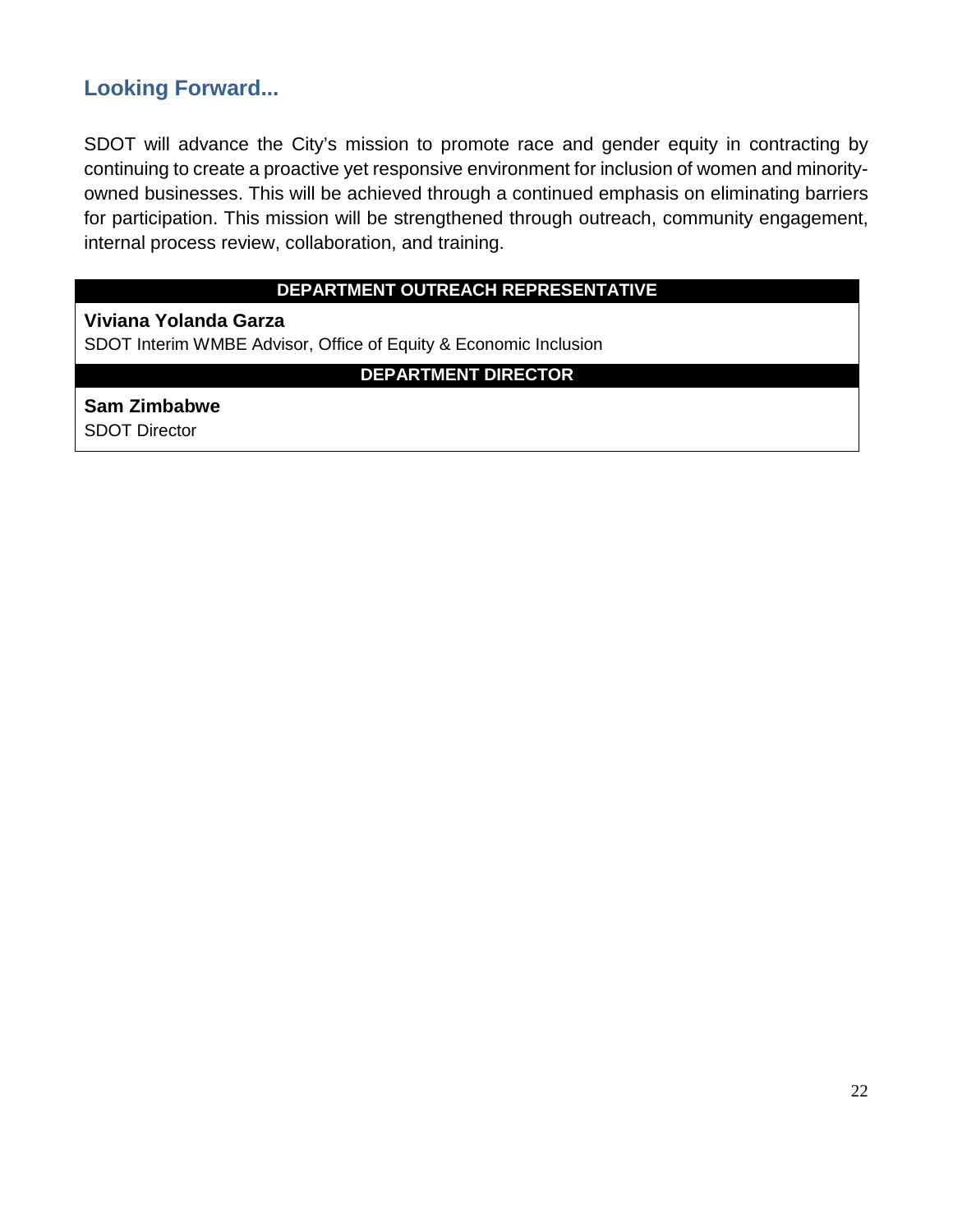## Looking Forward...

SDOT will advance the City's mission to promote race and gender equity in contracting by continuing to create a proactive yet responsive environment for inclusion of women and minority-owned businesses. This will be achieved through a continued emphasis on eliminating barriers for participation. This mission will be strengthened through outreach, community engagement, internal process review, collaboration, and training.

| DEPARTMENT OUTREACH REPRESENTATIVE |
| --- |
| **Viviana Yolanda Garza**<br>SDOT Interim WMBE Advisor, Office of Equity & Economic Inclusion |
| **DEPARTMENT DIRECTOR** |
| **Sam Zimbabwe**<br>SDOT Director |